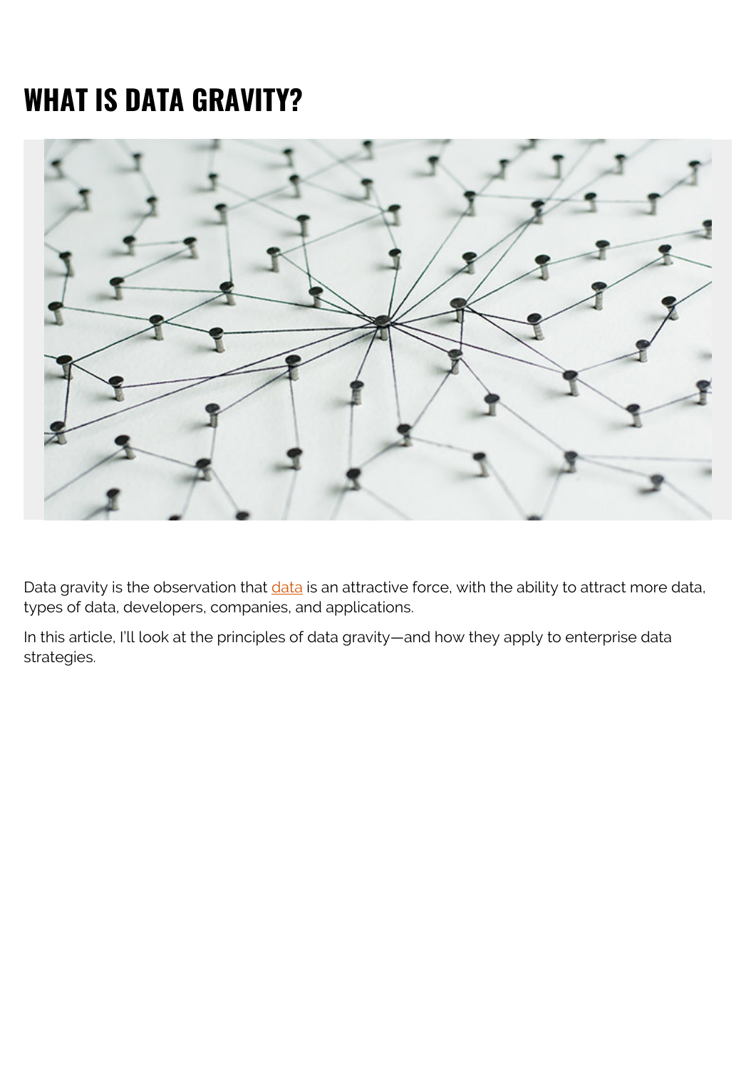# WHAT IS DATA GRAVITY?

Data gravity is the observation that data is an attractive force, with the ability to attract more data, types of data, developers, companies, and applications.

In this article, I'll look at the principles of data gravity—and how they apply to enterprise data strategies.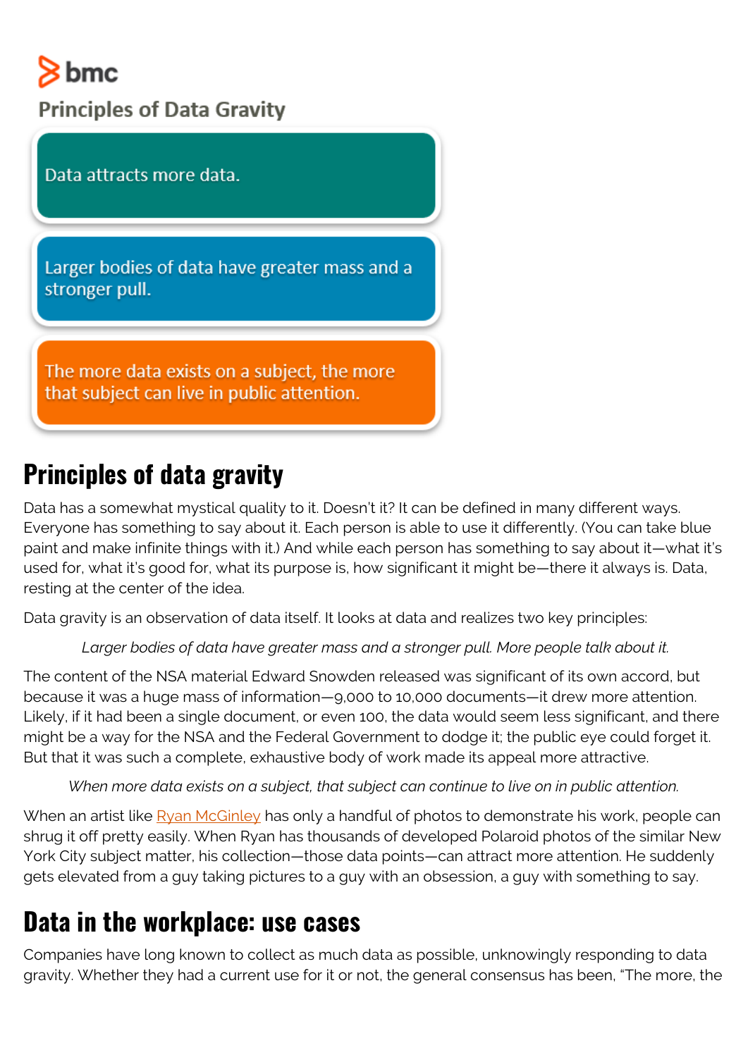bmc

Principles of Data Gravity

Data attracts more data.

Larger bodies of data have greater mass and a stronger pull.

The more data exists on a subject, the more that subject can live in public attention.

## Principles of data gravity

Data has a somewhat mystical quality to it. Doesn't it? It can be defined in many different ways. Everyone has something to say about it. Each person is able to use it differently. (You can take blue paint and make infinite things with it.) And while each person has something to say about it—what it's used for, what it's good for, what its purpose is, how significant it might be—there it always is. Data, resting at the center of the idea.

Data gravity is an observation of data itself. It looks at data and realizes two key principles:

*Larger bodies of data have greater mass and a stronger pull. More people talk about it.*

The content of the NSA material Edward Snowden released was significant of its own accord, but because it was a huge mass of information—9,000 to 10,000 documents—it drew more attention. Likely, if it had been a single document, or even 100, the data would seem less significant, and there might be a way for the NSA and the Federal Government to dodge it; the public eye could forget it. But that it was such a complete, exhaustive body of work made its appeal more attractive.

*When more data exists on a subject, that subject can continue to live on in public attention.*

When an artist like Ryan McGinley has only a handful of photos to demonstrate his work, people can shrug it off pretty easily. When Ryan has thousands of developed Polaroid photos of the similar New York City subject matter, his collection—those data points—can attract more attention. He suddenly gets elevated from a guy taking pictures to a guy with an obsession, a guy with something to say.

## Data in the workplace: use cases

Companies have long known to collect as much data as possible, unknowingly responding to data gravity. Whether they had a current use for it or not, the general consensus has been, "The more, the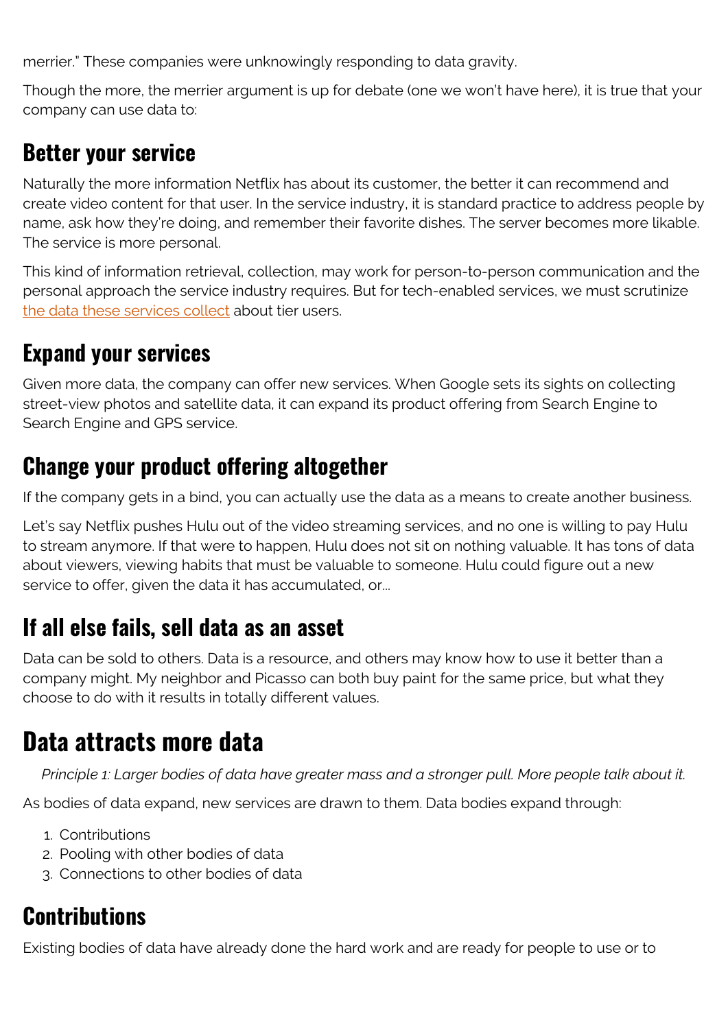merrier." These companies were unknowingly responding to data gravity.

Though the more, the merrier argument is up for debate (one we won't have here), it is true that your company can use data to:

### Better your service

Naturally the more information Netflix has about its customer, the better it can recommend and create video content for that user. In the service industry, it is standard practice to address people by name, ask how they're doing, and remember their favorite dishes. The server becomes more likable. The service is more personal.

This kind of information retrieval, collection, may work for person-to-person communication and the personal approach the service industry requires. But for tech-enabled services, we must scrutinize the data these services collect about tier users.

### Expand your services

Given more data, the company can offer new services. When Google sets its sights on collecting street-view photos and satellite data, it can expand its product offering from Search Engine to Search Engine and GPS service.

### Change your product offering altogether

If the company gets in a bind, you can actually use the data as a means to create another business.

Let's say Netflix pushes Hulu out of the video streaming services, and no one is willing to pay Hulu to stream anymore. If that were to happen, Hulu does not sit on nothing valuable. It has tons of data about viewers, viewing habits that must be valuable to someone. Hulu could figure out a new service to offer, given the data it has accumulated, or…

### If all else fails, sell data as an asset

Data can be sold to others. Data is a resource, and others may know how to use it better than a company might. My neighbor and Picasso can both buy paint for the same price, but what they choose to do with it results in totally different values.

## Data attracts more data

*Principle 1: Larger bodies of data have greater mass and a stronger pull. More people talk about it.*

As bodies of data expand, new services are drawn to them. Data bodies expand through:

1. Contributions
2. Pooling with other bodies of data
3. Connections to other bodies of data

### Contributions

Existing bodies of data have already done the hard work and are ready for people to use or to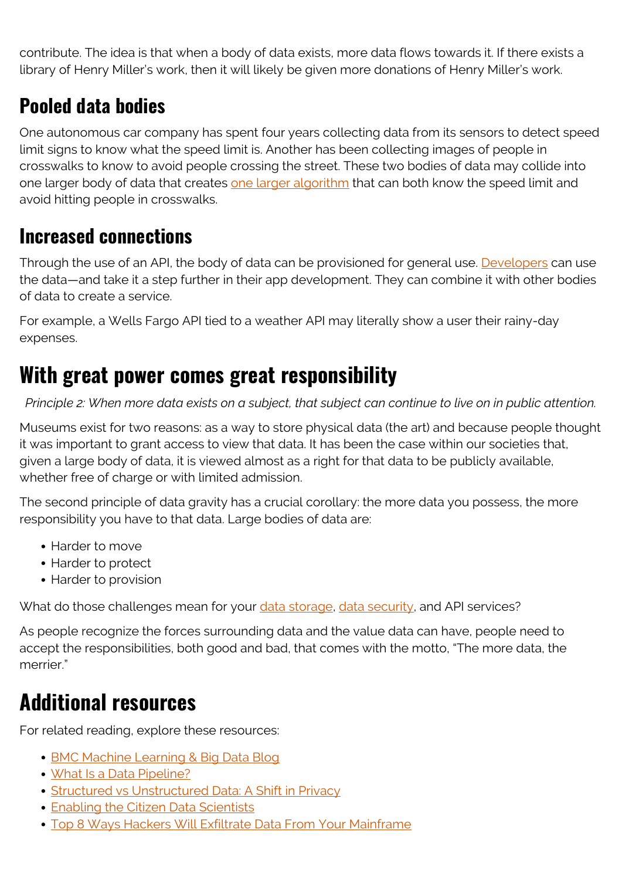contribute. The idea is that when a body of data exists, more data flows towards it. If there exists a library of Henry Miller's work, then it will likely be given more donations of Henry Miller's work.

### Pooled data bodies

One autonomous car company has spent four years collecting data from its sensors to detect speed limit signs to know what the speed limit is. Another has been collecting images of people in crosswalks to know to avoid people crossing the street. These two bodies of data may collide into one larger body of data that creates one larger algorithm that can both know the speed limit and avoid hitting people in crosswalks.

### Increased connections

Through the use of an API, the body of data can be provisioned for general use. Developers can use the data—and take it a step further in their app development. They can combine it with other bodies of data to create a service.

For example, a Wells Fargo API tied to a weather API may literally show a user their rainy-day expenses.

## With great power comes great responsibility

*Principle 2: When more data exists on a subject, that subject can continue to live on in public attention.*

Museums exist for two reasons: as a way to store physical data (the art) and because people thought it was important to grant access to view that data. It has been the case within our societies that, given a large body of data, it is viewed almost as a right for that data to be publicly available, whether free of charge or with limited admission.

The second principle of data gravity has a crucial corollary: the more data you possess, the more responsibility you have to that data. Large bodies of data are:

- Harder to move
- Harder to protect
- Harder to provision

What do those challenges mean for your data storage, data security, and API services?

As people recognize the forces surrounding data and the value data can have, people need to accept the responsibilities, both good and bad, that comes with the motto, "The more data, the merrier."

## Additional resources

For related reading, explore these resources:

- BMC Machine Learning & Big Data Blog
- What Is a Data Pipeline?
- Structured vs Unstructured Data: A Shift in Privacy
- Enabling the Citizen Data Scientists
- Top 8 Ways Hackers Will Exfiltrate Data From Your Mainframe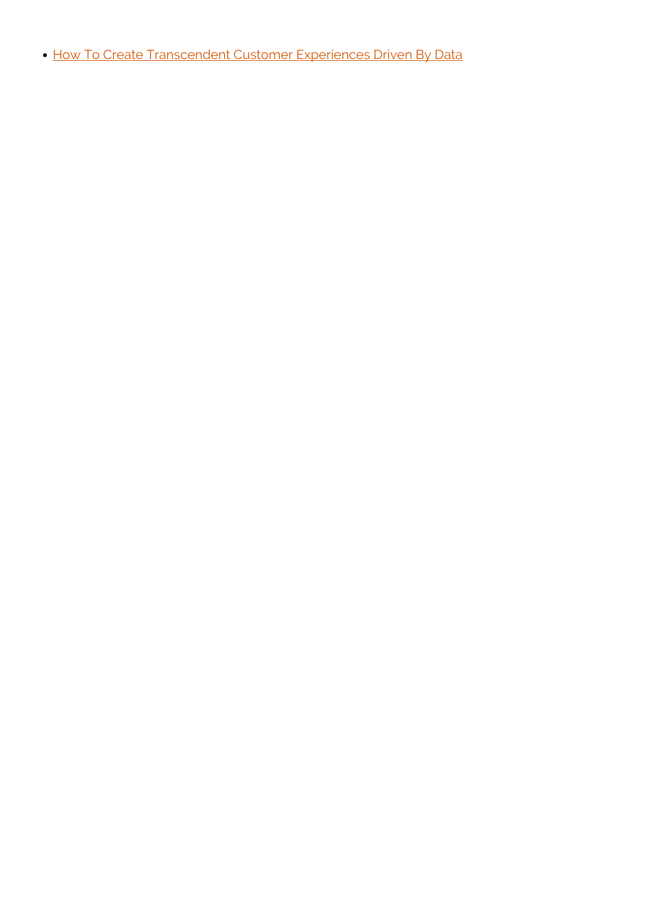- How To Create Transcendent Customer Experiences Driven By Data